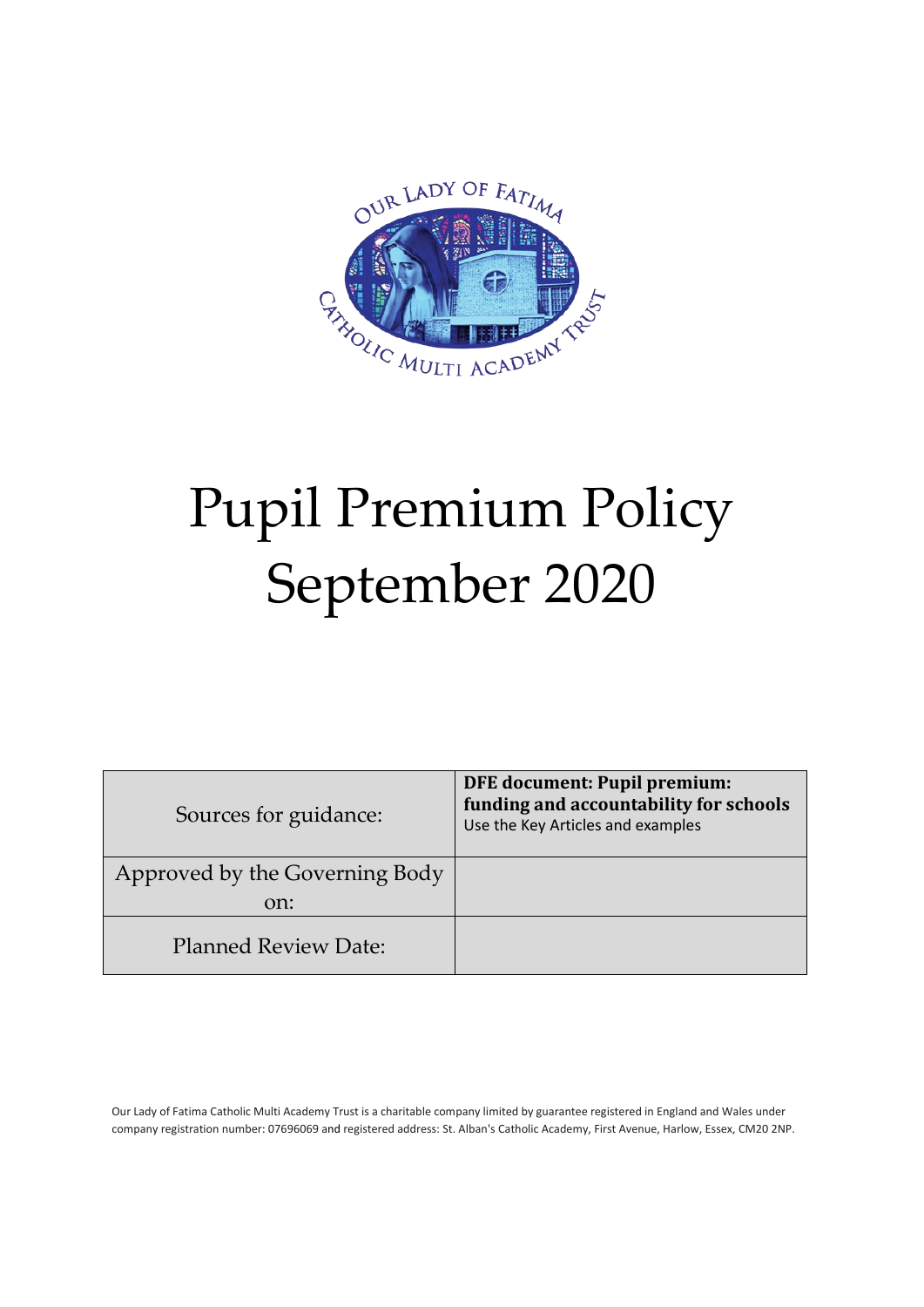# Pupil Premium Policy September 2020

| Sources for guidance: | **DFE document: Pupil premium: funding and accountability for schools** Use the Key Articles and examples |
| --- | --- |
| Approved by the Governing Body on: | |
| Planned Review Date: | |

Our Lady of Fatima Catholic Multi Academy Trust is a charitable company limited by guarantee registered in England and Wales under company registration number: 07696069 and registered address: St. Alban's Catholic Academy, First Avenue, Harlow, Essex, CM20 2NP.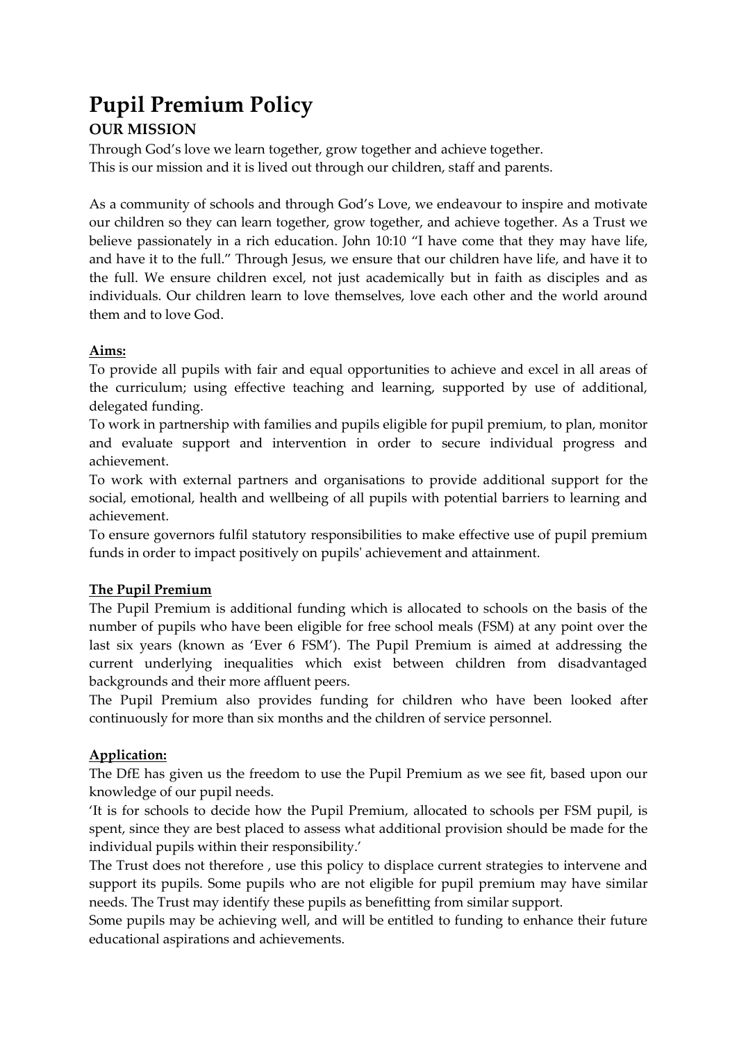# Pupil Premium Policy

## OUR MISSION

Through God's love we learn together, grow together and achieve together.
This is our mission and it is lived out through our children, staff and parents.

As a community of schools and through God's Love, we endeavour to inspire and motivate our children so they can learn together, grow together, and achieve together. As a Trust we believe passionately in a rich education. John 10:10 "I have come that they may have life, and have it to the full." Through Jesus, we ensure that our children have life, and have it to the full. We ensure children excel, not just academically but in faith as disciples and as individuals. Our children learn to love themselves, love each other and the world around them and to love God.

**Aims:**

To provide all pupils with fair and equal opportunities to achieve and excel in all areas of the curriculum; using effective teaching and learning, supported by use of additional, delegated funding.

To work in partnership with families and pupils eligible for pupil premium, to plan, monitor and evaluate support and intervention in order to secure individual progress and achievement.

To work with external partners and organisations to provide additional support for the social, emotional, health and wellbeing of all pupils with potential barriers to learning and achievement.

To ensure governors fulfil statutory responsibilities to make effective use of pupil premium funds in order to impact positively on pupils' achievement and attainment.

**The Pupil Premium**

The Pupil Premium is additional funding which is allocated to schools on the basis of the number of pupils who have been eligible for free school meals (FSM) at any point over the last six years (known as 'Ever 6 FSM'). The Pupil Premium is aimed at addressing the current underlying inequalities which exist between children from disadvantaged backgrounds and their more affluent peers.

The Pupil Premium also provides funding for children who have been looked after continuously for more than six months and the children of service personnel.

**Application:**

The DfE has given us the freedom to use the Pupil Premium as we see fit, based upon our knowledge of our pupil needs.

'It is for schools to decide how the Pupil Premium, allocated to schools per FSM pupil, is spent, since they are best placed to assess what additional provision should be made for the individual pupils within their responsibility.'

The Trust does not therefore , use this policy to displace current strategies to intervene and support its pupils. Some pupils who are not eligible for pupil premium may have similar needs. The Trust may identify these pupils as benefitting from similar support.

Some pupils may be achieving well, and will be entitled to funding to enhance their future educational aspirations and achievements.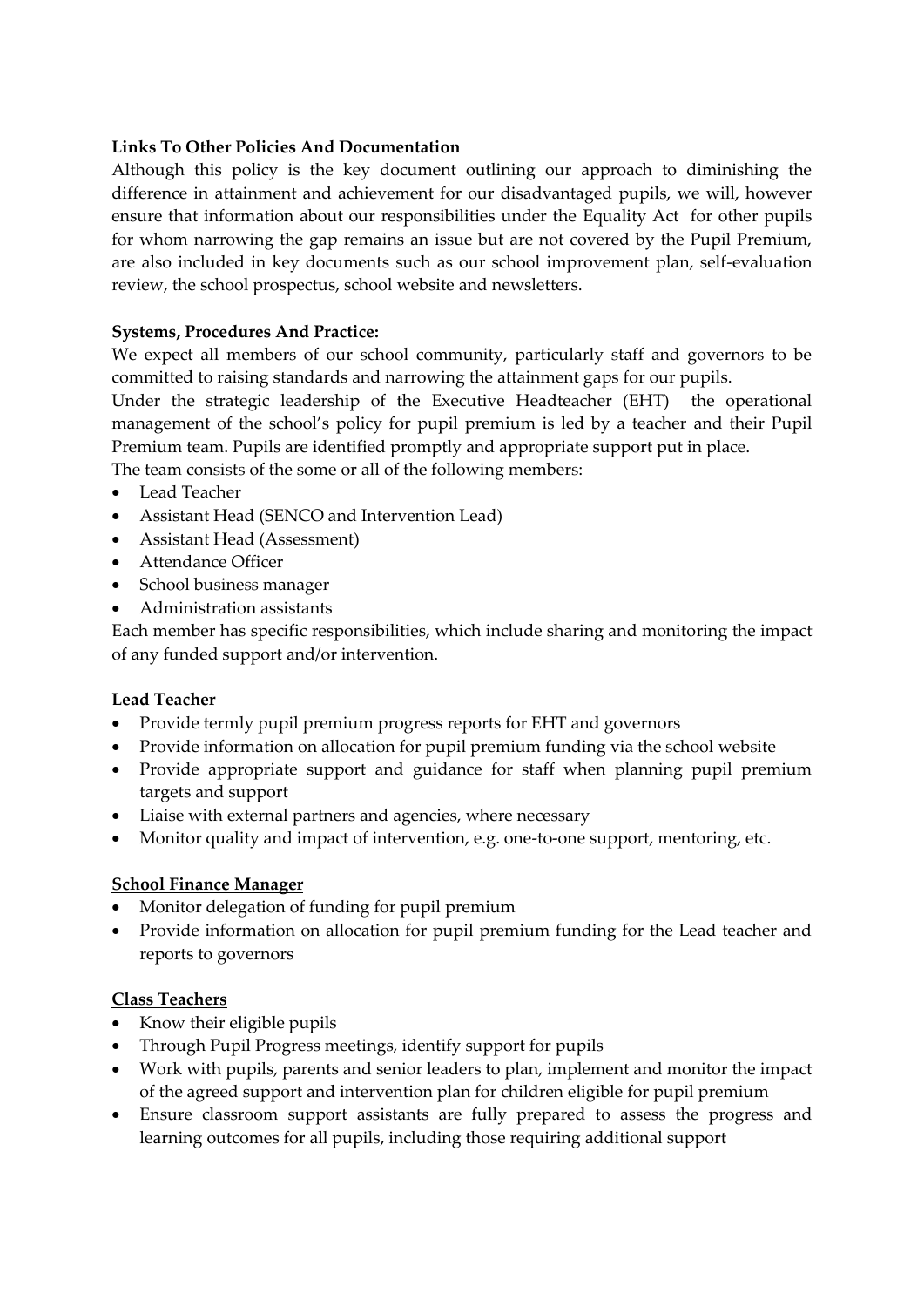**Links To Other Policies And Documentation**

Although this policy is the key document outlining our approach to diminishing the difference in attainment and achievement for our disadvantaged pupils, we will, however ensure that information about our responsibilities under the Equality Act for other pupils for whom narrowing the gap remains an issue but are not covered by the Pupil Premium, are also included in key documents such as our school improvement plan, self-evaluation review, the school prospectus, school website and newsletters.

**Systems, Procedures And Practice:**

We expect all members of our school community, particularly staff and governors to be committed to raising standards and narrowing the attainment gaps for our pupils.

Under the strategic leadership of the Executive Headteacher (EHT) the operational management of the school's policy for pupil premium is led by a teacher and their Pupil Premium team. Pupils are identified promptly and appropriate support put in place.

The team consists of the some or all of the following members:

- Lead Teacher
- Assistant Head (SENCO and Intervention Lead)
- Assistant Head (Assessment)
- Attendance Officer
- School business manager
- Administration assistants

Each member has specific responsibilities, which include sharing and monitoring the impact of any funded support and/or intervention.

**Lead Teacher**

- Provide termly pupil premium progress reports for EHT and governors
- Provide information on allocation for pupil premium funding via the school website
- Provide appropriate support and guidance for staff when planning pupil premium targets and support
- Liaise with external partners and agencies, where necessary
- Monitor quality and impact of intervention, e.g. one-to-one support, mentoring, etc.

**School Finance Manager**

- Monitor delegation of funding for pupil premium
- Provide information on allocation for pupil premium funding for the Lead teacher and reports to governors

**Class Teachers**

- Know their eligible pupils
- Through Pupil Progress meetings, identify support for pupils
- Work with pupils, parents and senior leaders to plan, implement and monitor the impact of the agreed support and intervention plan for children eligible for pupil premium
- Ensure classroom support assistants are fully prepared to assess the progress and learning outcomes for all pupils, including those requiring additional support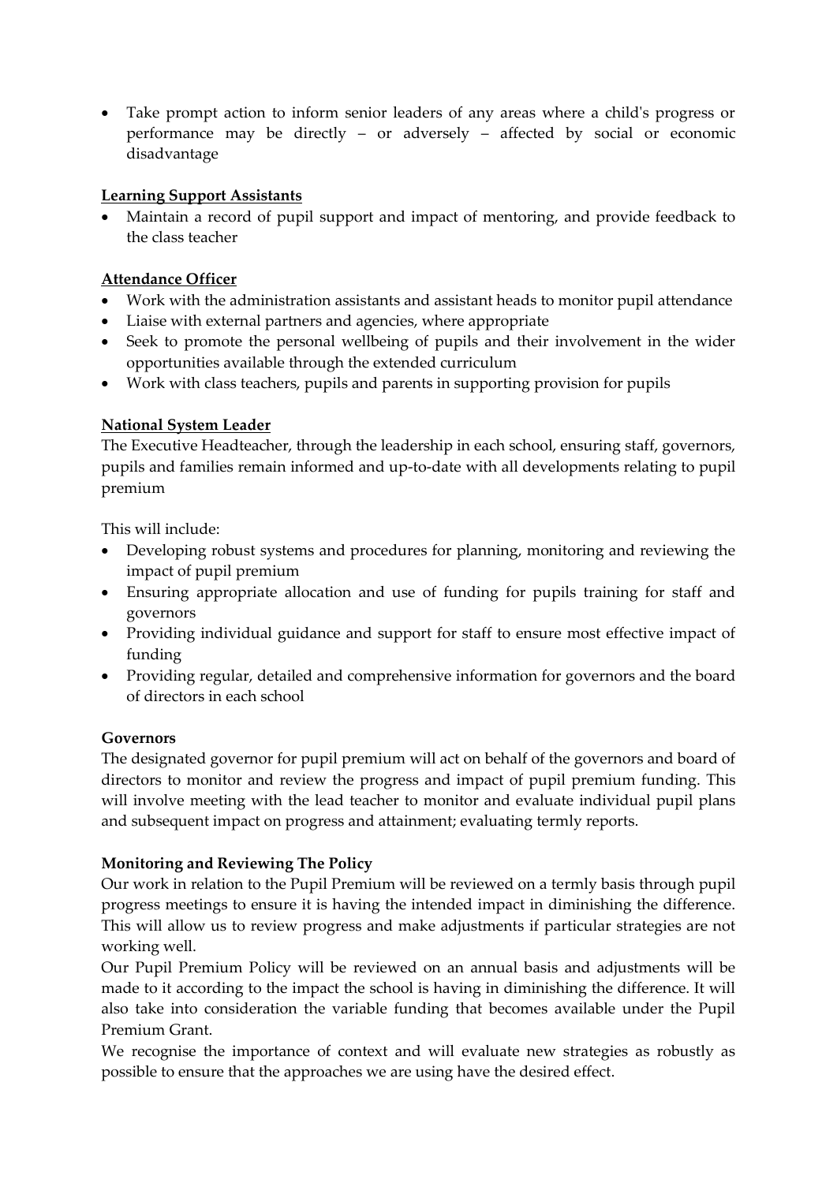- Take prompt action to inform senior leaders of any areas where a child's progress or performance may be directly – or adversely – affected by social or economic disadvantage

**Learning Support Assistants**

- Maintain a record of pupil support and impact of mentoring, and provide feedback to the class teacher

**Attendance Officer**

- Work with the administration assistants and assistant heads to monitor pupil attendance
- Liaise with external partners and agencies, where appropriate
- Seek to promote the personal wellbeing of pupils and their involvement in the wider opportunities available through the extended curriculum
- Work with class teachers, pupils and parents in supporting provision for pupils

**National System Leader**

The Executive Headteacher, through the leadership in each school, ensuring staff, governors, pupils and families remain informed and up-to-date with all developments relating to pupil premium

This will include:

- Developing robust systems and procedures for planning, monitoring and reviewing the impact of pupil premium
- Ensuring appropriate allocation and use of funding for pupils training for staff and governors
- Providing individual guidance and support for staff to ensure most effective impact of funding
- Providing regular, detailed and comprehensive information for governors and the board of directors in each school

**Governors**

The designated governor for pupil premium will act on behalf of the governors and board of directors to monitor and review the progress and impact of pupil premium funding. This will involve meeting with the lead teacher to monitor and evaluate individual pupil plans and subsequent impact on progress and attainment; evaluating termly reports.

**Monitoring and Reviewing The Policy**

Our work in relation to the Pupil Premium will be reviewed on a termly basis through pupil progress meetings to ensure it is having the intended impact in diminishing the difference. This will allow us to review progress and make adjustments if particular strategies are not working well.

Our Pupil Premium Policy will be reviewed on an annual basis and adjustments will be made to it according to the impact the school is having in diminishing the difference. It will also take into consideration the variable funding that becomes available under the Pupil Premium Grant.

We recognise the importance of context and will evaluate new strategies as robustly as possible to ensure that the approaches we are using have the desired effect.